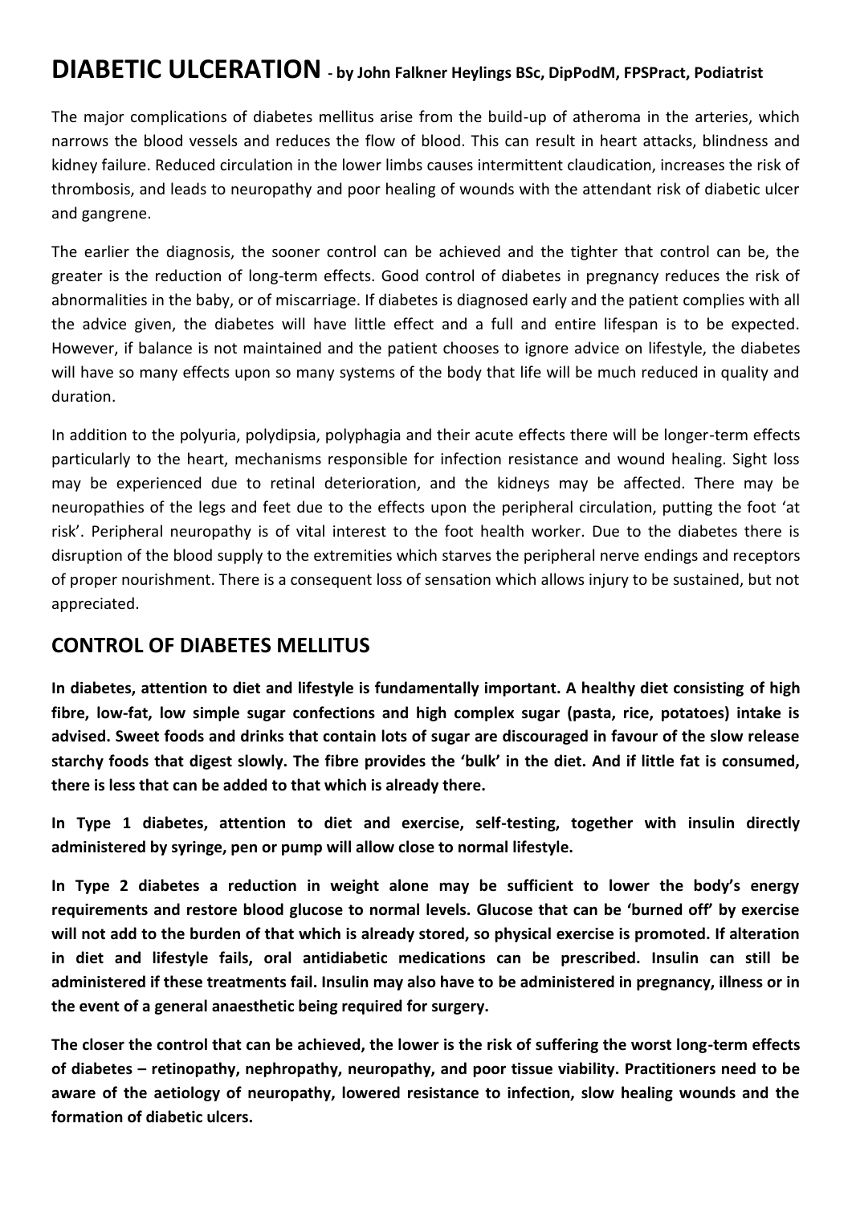# DIABETIC ULCERATION - by John Falkner Heylings BSc, DipPodM, FPSPract, Podiatrist

The major complications of diabetes mellitus arise from the build-up of atheroma in the arteries, which narrows the blood vessels and reduces the flow of blood. This can result in heart attacks, blindness and kidney failure. Reduced circulation in the lower limbs causes intermittent claudication, increases the risk of thrombosis, and leads to neuropathy and poor healing of wounds with the attendant risk of diabetic ulcer and gangrene.

The earlier the diagnosis, the sooner control can be achieved and the tighter that control can be, the greater is the reduction of long-term effects. Good control of diabetes in pregnancy reduces the risk of abnormalities in the baby, or of miscarriage. If diabetes is diagnosed early and the patient complies with all the advice given, the diabetes will have little effect and a full and entire lifespan is to be expected. However, if balance is not maintained and the patient chooses to ignore advice on lifestyle, the diabetes will have so many effects upon so many systems of the body that life will be much reduced in quality and duration.

In addition to the polyuria, polydipsia, polyphagia and their acute effects there will be longer-term effects particularly to the heart, mechanisms responsible for infection resistance and wound healing. Sight loss may be experienced due to retinal deterioration, and the kidneys may be affected. There may be neuropathies of the legs and feet due to the effects upon the peripheral circulation, putting the foot 'at risk'. Peripheral neuropathy is of vital interest to the foot health worker. Due to the diabetes there is disruption of the blood supply to the extremities which starves the peripheral nerve endings and receptors of proper nourishment. There is a consequent loss of sensation which allows injury to be sustained, but not appreciated.

## CONTROL OF DIABETES MELLITUS

**In diabetes, attention to diet and lifestyle is fundamentally important. A healthy diet consisting of high fibre, low-fat, low simple sugar confections and high complex sugar (pasta, rice, potatoes) intake is advised. Sweet foods and drinks that contain lots of sugar are discouraged in favour of the slow release starchy foods that digest slowly. The fibre provides the 'bulk' in the diet. And if little fat is consumed, there is less that can be added to that which is already there.**

**In Type 1 diabetes, attention to diet and exercise, self-testing, together with insulin directly administered by syringe, pen or pump will allow close to normal lifestyle.**

**In Type 2 diabetes a reduction in weight alone may be sufficient to lower the body's energy requirements and restore blood glucose to normal levels. Glucose that can be 'burned off' by exercise will not add to the burden of that which is already stored, so physical exercise is promoted. If alteration in diet and lifestyle fails, oral antidiabetic medications can be prescribed. Insulin can still be administered if these treatments fail. Insulin may also have to be administered in pregnancy, illness or in the event of a general anaesthetic being required for surgery.**

**The closer the control that can be achieved, the lower is the risk of suffering the worst long-term effects of diabetes – retinopathy, nephropathy, neuropathy, and poor tissue viability. Practitioners need to be aware of the aetiology of neuropathy, lowered resistance to infection, slow healing wounds and the formation of diabetic ulcers.**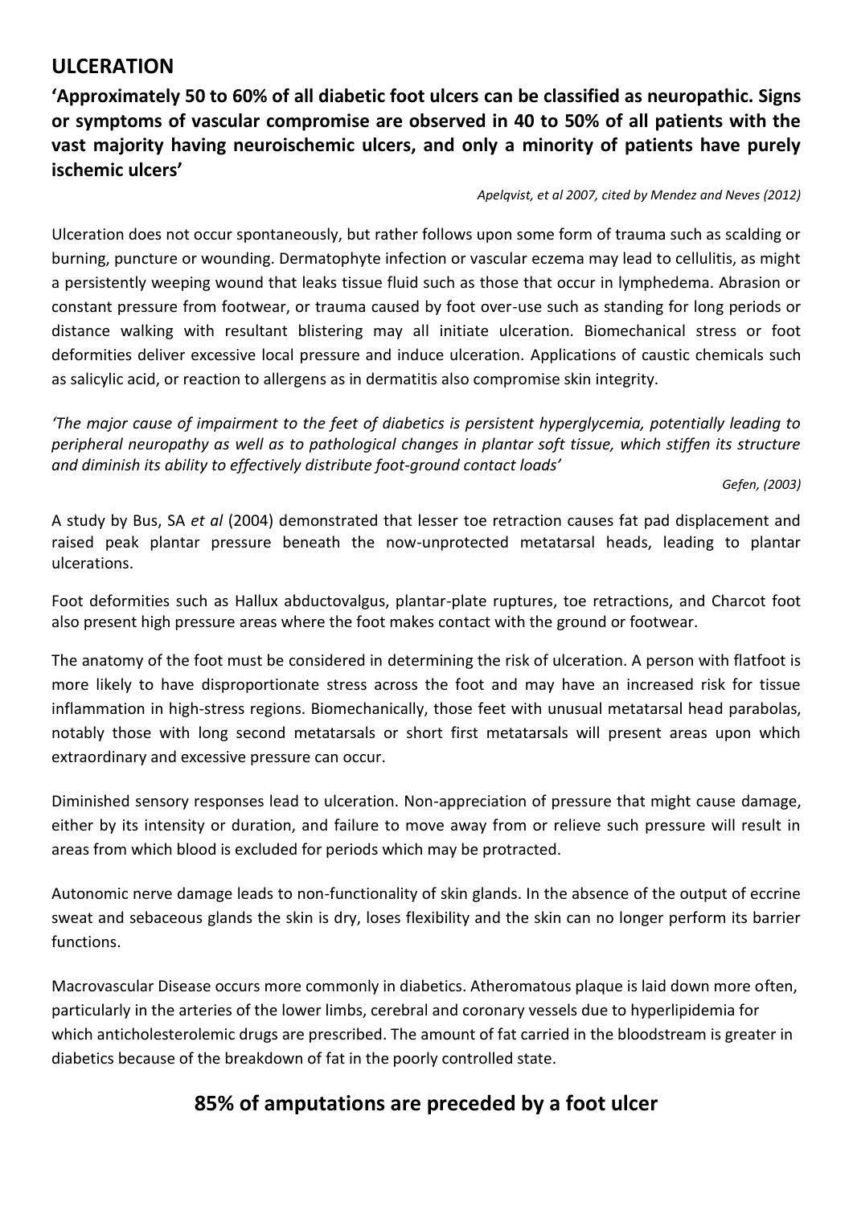## ULCERATION

**'Approximately 50 to 60% of all diabetic foot ulcers can be classified as neuropathic. Signs or symptoms of vascular compromise are observed in 40 to 50% of all patients with the vast majority having neuroischemic ulcers, and only a minority of patients have purely ischemic ulcers'**

*Apelqvist, et al 2007, cited by Mendez and Neves (2012)*

Ulceration does not occur spontaneously, but rather follows upon some form of trauma such as scalding or burning, puncture or wounding. Dermatophyte infection or vascular eczema may lead to cellulitis, as might a persistently weeping wound that leaks tissue fluid such as those that occur in lymphedema. Abrasion or constant pressure from footwear, or trauma caused by foot over-use such as standing for long periods or distance walking with resultant blistering may all initiate ulceration. Biomechanical stress or foot deformities deliver excessive local pressure and induce ulceration. Applications of caustic chemicals such as salicylic acid, or reaction to allergens as in dermatitis also compromise skin integrity.

*'The major cause of impairment to the feet of diabetics is persistent hyperglycemia, potentially leading to peripheral neuropathy as well as to pathological changes in plantar soft tissue, which stiffen its structure and diminish its ability to effectively distribute foot-ground contact loads'*

*Gefen, (2003)*

A study by Bus, SA *et al* (2004) demonstrated that lesser toe retraction causes fat pad displacement and raised peak plantar pressure beneath the now-unprotected metatarsal heads, leading to plantar ulcerations.

Foot deformities such as Hallux abductovalgus, plantar-plate ruptures, toe retractions, and Charcot foot also present high pressure areas where the foot makes contact with the ground or footwear.

The anatomy of the foot must be considered in determining the risk of ulceration. A person with flatfoot is more likely to have disproportionate stress across the foot and may have an increased risk for tissue inflammation in high-stress regions. Biomechanically, those feet with unusual metatarsal head parabolas, notably those with long second metatarsals or short first metatarsals will present areas upon which extraordinary and excessive pressure can occur.

Diminished sensory responses lead to ulceration. Non-appreciation of pressure that might cause damage, either by its intensity or duration, and failure to move away from or relieve such pressure will result in areas from which blood is excluded for periods which may be protracted.

Autonomic nerve damage leads to non-functionality of skin glands. In the absence of the output of eccrine sweat and sebaceous glands the skin is dry, loses flexibility and the skin can no longer perform its barrier functions.

Macrovascular Disease occurs more commonly in diabetics. Atheromatous plaque is laid down more often, particularly in the arteries of the lower limbs, cerebral and coronary vessels due to hyperlipidemia for which anticholesterolemic drugs are prescribed. The amount of fat carried in the bloodstream is greater in diabetics because of the breakdown of fat in the poorly controlled state.

## 85% of amputations are preceded by a foot ulcer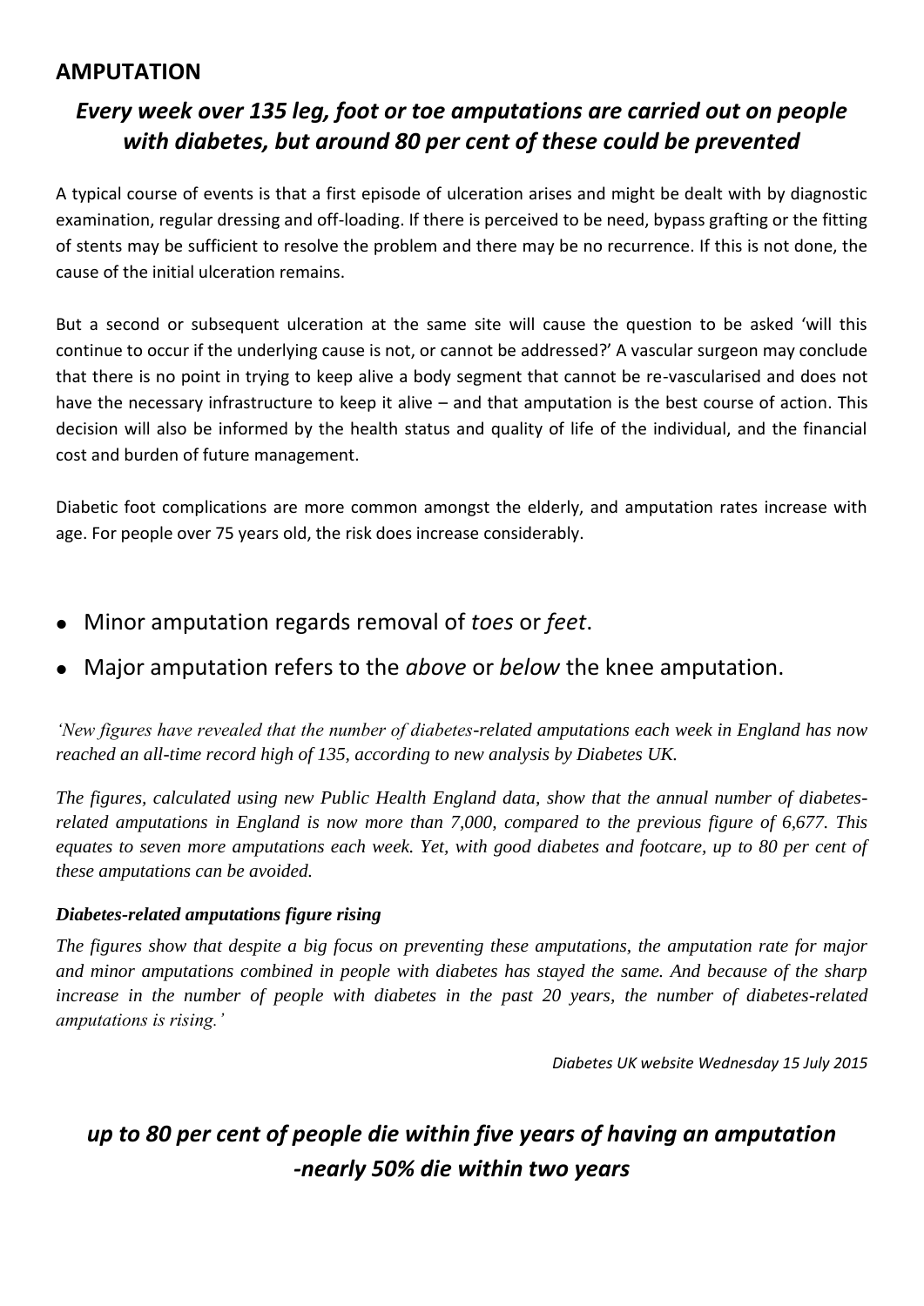## AMPUTATION

### *Every week over 135 leg, foot or toe amputations are carried out on people with diabetes, but around 80 per cent of these could be prevented*

A typical course of events is that a first episode of ulceration arises and might be dealt with by diagnostic examination, regular dressing and off-loading. If there is perceived to be need, bypass grafting or the fitting of stents may be sufficient to resolve the problem and there may be no recurrence. If this is not done, the cause of the initial ulceration remains.

But a second or subsequent ulceration at the same site will cause the question to be asked 'will this continue to occur if the underlying cause is not, or cannot be addressed?' A vascular surgeon may conclude that there is no point in trying to keep alive a body segment that cannot be re-vascularised and does not have the necessary infrastructure to keep it alive – and that amputation is the best course of action. This decision will also be informed by the health status and quality of life of the individual, and the financial cost and burden of future management.

Diabetic foot complications are more common amongst the elderly, and amputation rates increase with age. For people over 75 years old, the risk does increase considerably.

- Minor amputation regards removal of *toes* or *feet*.
- Major amputation refers to the *above* or *below* the knee amputation.

*'New figures have revealed that the number of diabetes-related amputations each week in England has now reached an all-time record high of 135, according to new analysis by Diabetes UK.*

*The figures, calculated using new Public Health England data, show that the annual number of diabetes-related amputations in England is now more than 7,000, compared to the previous figure of 6,677. This equates to seven more amputations each week. Yet, with good diabetes and footcare, up to 80 per cent of these amputations can be avoided.*

***Diabetes-related amputations figure rising***

*The figures show that despite a big focus on preventing these amputations, the amputation rate for major and minor amputations combined in people with diabetes has stayed the same. And because of the sharp increase in the number of people with diabetes in the past 20 years, the number of diabetes-related amputations is rising.'*

*Diabetes UK website Wednesday 15 July 2015*

### *up to 80 per cent of people die within five years of having an amputation -nearly 50% die within two years*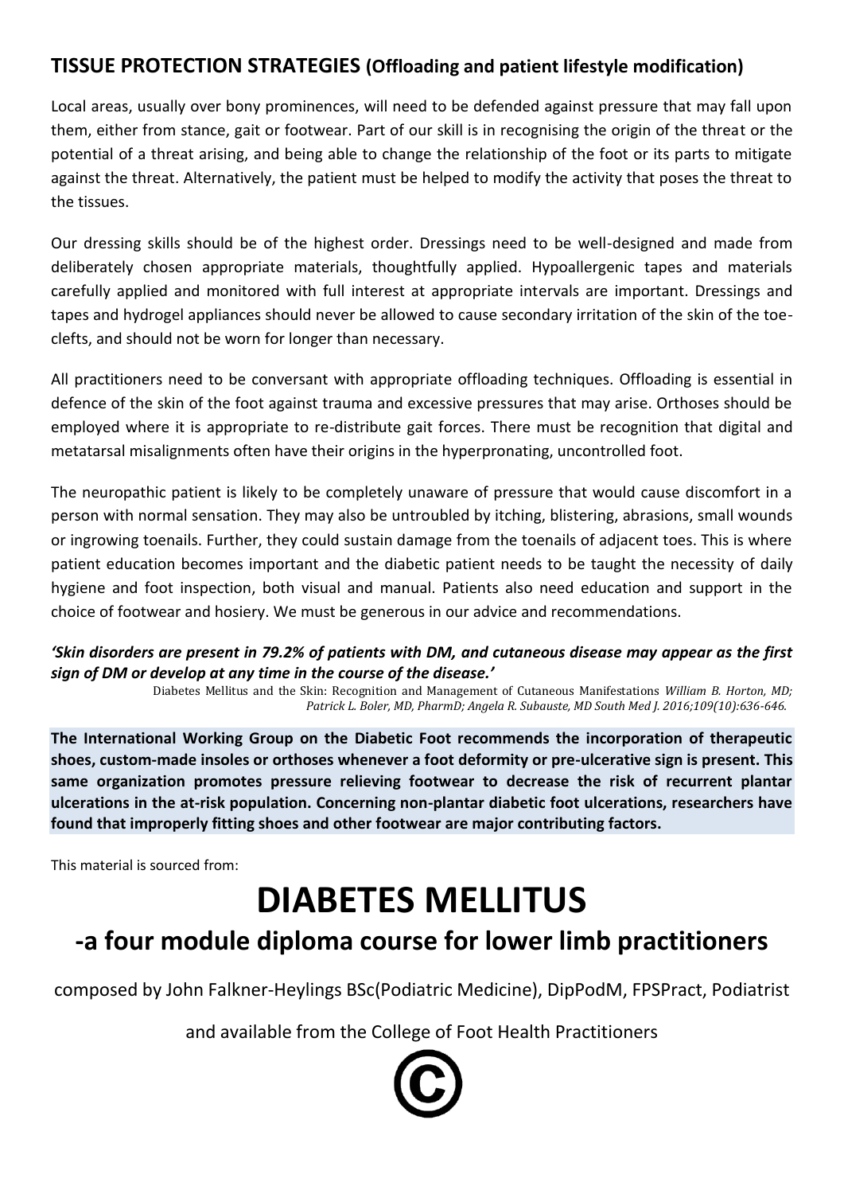## TISSUE PROTECTION STRATEGIES (Offloading and patient lifestyle modification)

Local areas, usually over bony prominences, will need to be defended against pressure that may fall upon them, either from stance, gait or footwear. Part of our skill is in recognising the origin of the threat or the potential of a threat arising, and being able to change the relationship of the foot or its parts to mitigate against the threat. Alternatively, the patient must be helped to modify the activity that poses the threat to the tissues.

Our dressing skills should be of the highest order. Dressings need to be well-designed and made from deliberately chosen appropriate materials, thoughtfully applied. Hypoallergenic tapes and materials carefully applied and monitored with full interest at appropriate intervals are important. Dressings and tapes and hydrogel appliances should never be allowed to cause secondary irritation of the skin of the toe-clefts, and should not be worn for longer than necessary.

All practitioners need to be conversant with appropriate offloading techniques. Offloading is essential in defence of the skin of the foot against trauma and excessive pressures that may arise. Orthoses should be employed where it is appropriate to re-distribute gait forces. There must be recognition that digital and metatarsal misalignments often have their origins in the hyperpronating, uncontrolled foot.

The neuropathic patient is likely to be completely unaware of pressure that would cause discomfort in a person with normal sensation. They may also be untroubled by itching, blistering, abrasions, small wounds or ingrowing toenails. Further, they could sustain damage from the toenails of adjacent toes. This is where patient education becomes important and the diabetic patient needs to be taught the necessity of daily hygiene and foot inspection, both visual and manual. Patients also need education and support in the choice of footwear and hosiery. We must be generous in our advice and recommendations.

***'Skin disorders are present in 79.2% of patients with DM, and cutaneous disease may appear as the first sign of DM or develop at any time in the course of the disease.'***

Diabetes Mellitus and the Skin: Recognition and Management of Cutaneous Manifestations *William B. Horton, MD; Patrick L. Boler, MD, PharmD; Angela R. Subauste, MD South Med J. 2016;109(10):636-646.*

**The International Working Group on the Diabetic Foot recommends the incorporation of therapeutic shoes, custom-made insoles or orthoses whenever a foot deformity or pre-ulcerative sign is present. This same organization promotes pressure relieving footwear to decrease the risk of recurrent plantar ulcerations in the at-risk population. Concerning non-plantar diabetic foot ulcerations, researchers have found that improperly fitting shoes and other footwear are major contributing factors.**

This material is sourced from:

# DIABETES MELLITUS

## -a four module diploma course for lower limb practitioners

composed by John Falkner-Heylings BSc(Podiatric Medicine), DipPodM, FPSPract, Podiatrist

and available from the College of Foot Health Practitioners

©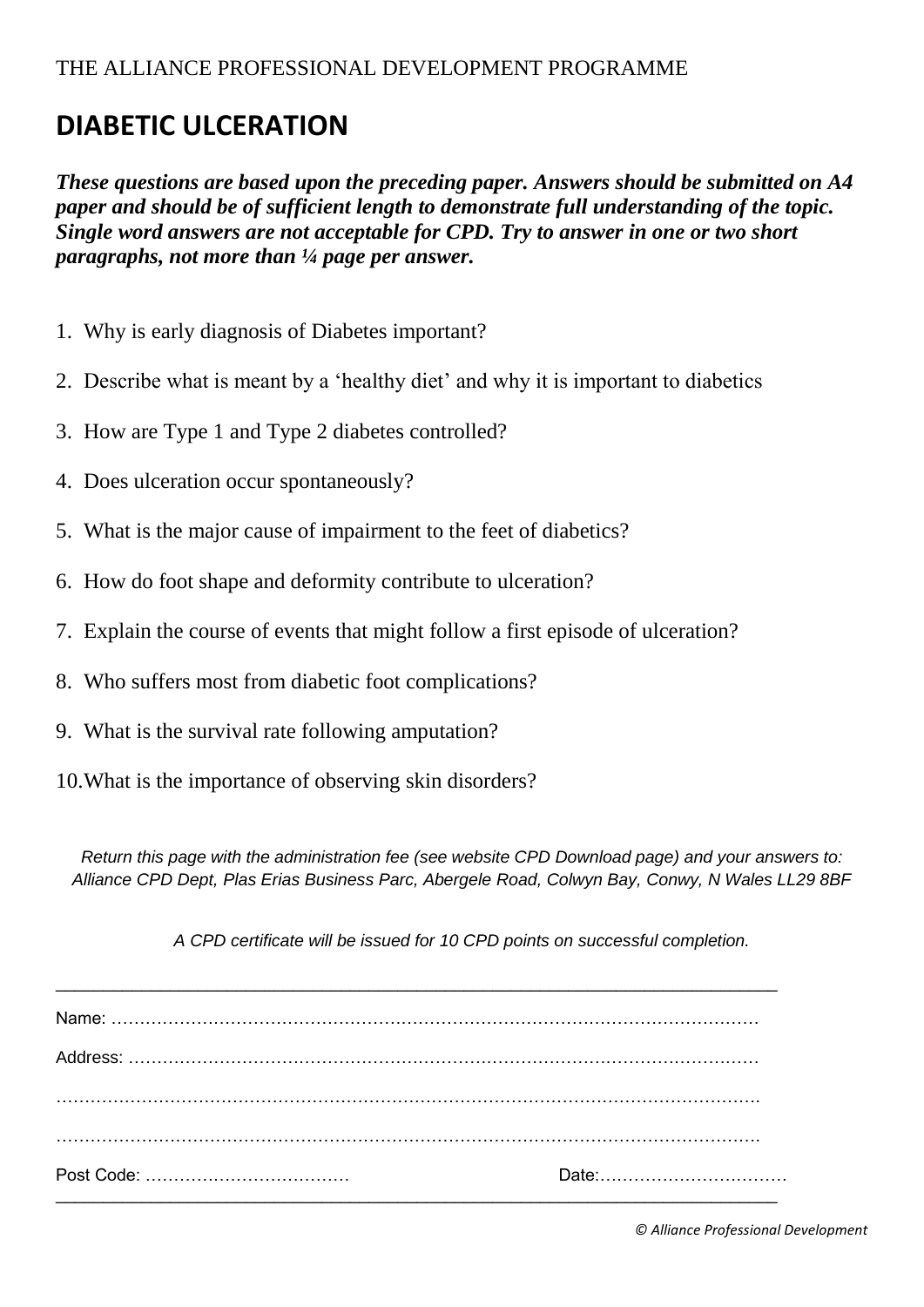THE ALLIANCE PROFESSIONAL DEVELOPMENT PROGRAMME

# DIABETIC ULCERATION

***These questions are based upon the preceding paper. Answers should be submitted on A4 paper and should be of sufficient length to demonstrate full understanding of the topic. Single word answers are not acceptable for CPD. Try to answer in one or two short paragraphs, not more than ¼ page per answer.***

1. Why is early diagnosis of Diabetes important?
2. Describe what is meant by a 'healthy diet' and why it is important to diabetics
3. How are Type 1 and Type 2 diabetes controlled?
4. Does ulceration occur spontaneously?
5. What is the major cause of impairment to the feet of diabetics?
6. How do foot shape and deformity contribute to ulceration?
7. Explain the course of events that might follow a first episode of ulceration?
8. Who suffers most from diabetic foot complications?
9. What is the survival rate following amputation?
10. What is the importance of observing skin disorders?

*Return this page with the administration fee (see website CPD Download page) and your answers to: Alliance CPD Dept, Plas Erias Business Parc, Abergele Road, Colwyn Bay, Conwy, N Wales LL29 8BF*

*A CPD certificate will be issued for 10 CPD points on successful completion.*

---

Name: ……………………………………………………………………………………………………

Address: …………………………………………………………………………………………………

……………………………………………………………………………………………………………

……………………………………………………………………………………………………………

Post Code: ……………………………… Date:……………………………

---

*© Alliance Professional Development*